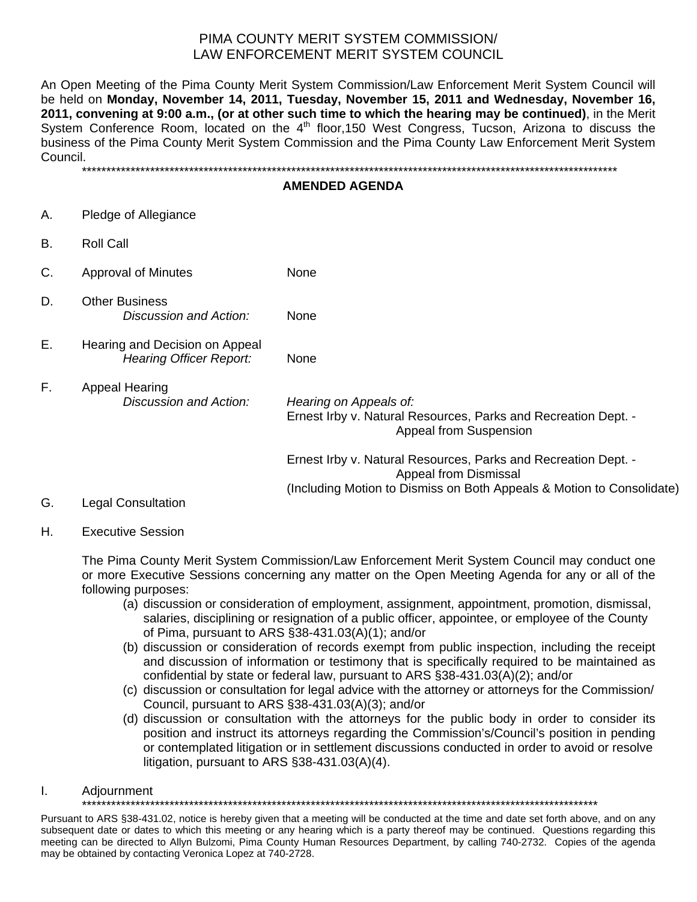# PIMA COUNTY MERIT SYSTEM COMMISSION/ LAW ENFORCEMENT MERIT SYSTEM COUNCIL

An Open Meeting of the Pima County Merit System Commission/Law Enforcement Merit System Council will be held on **Monday, November 14, 2011, Tuesday, November 15, 2011 and Wednesday, November 16, 2011, convening at 9:00 a.m., (or at other such time to which the hearing may be continued)**, in the Merit System Conference Room, located on the 4th floor,150 West Congress, Tucson, Arizona to discuss the business of the Pima County Merit System Commission and the Pima County Law Enforcement Merit System Council.

\*\*\*\*\*\*\*\*\*\*\*\*\*\*\*\*\*\*\*\*\*\*\*\*\*\*\*\*\*\*\*\*\*\*\*\*\*\*\*\*\*\*\*\*\*\*\*\*\*\*\*\*\*\*\*\*\*\*\*\*\*\*\*\*\*\*\*\*\*\*\*\*\*\*\*\*\*\*\*\*\*\*\*\*\*\*\*\*\*\*\*\*\*\*\*\*\*\*\*\*\*\*\*\*\*\*\*

## AMENDED AGENDA

A. Pledge of Allegiance

B. Roll Call

C. Approval of Minutes — None

D. Other Business
   *Discussion and Action:* None

E. Hearing and Decision on Appeal
   *Hearing Officer Report:* None

F. Appeal Hearing
   *Discussion and Action:* *Hearing on Appeals of:*
   Ernest Irby v. Natural Resources, Parks and Recreation Dept. - Appeal from Suspension

   Ernest Irby v. Natural Resources, Parks and Recreation Dept. - Appeal from Dismissal
   (Including Motion to Dismiss on Both Appeals & Motion to Consolidate)

G. Legal Consultation

H. Executive Session

   The Pima County Merit System Commission/Law Enforcement Merit System Council may conduct one or more Executive Sessions concerning any matter on the Open Meeting Agenda for any or all of the following purposes:

   (a) discussion or consideration of employment, assignment, appointment, promotion, dismissal, salaries, disciplining or resignation of a public officer, appointee, or employee of the County of Pima, pursuant to ARS §38-431.03(A)(1); and/or
   (b) discussion or consideration of records exempt from public inspection, including the receipt and discussion of information or testimony that is specifically required to be maintained as confidential by state or federal law, pursuant to ARS §38-431.03(A)(2); and/or
   (c) discussion or consultation for legal advice with the attorney or attorneys for the Commission/ Council, pursuant to ARS §38-431.03(A)(3); and/or
   (d) discussion or consultation with the attorneys for the public body in order to consider its position and instruct its attorneys regarding the Commission's/Council's position in pending or contemplated litigation or in settlement discussions conducted in order to avoid or resolve litigation, pursuant to ARS §38-431.03(A)(4).

I. Adjournment

\*\*\*\*\*\*\*\*\*\*\*\*\*\*\*\*\*\*\*\*\*\*\*\*\*\*\*\*\*\*\*\*\*\*\*\*\*\*\*\*\*\*\*\*\*\*\*\*\*\*\*\*\*\*\*\*\*\*\*\*\*\*\*\*\*\*\*\*\*\*\*\*\*\*\*\*\*\*\*\*\*\*\*\*\*\*\*\*\*\*\*\*\*\*\*\*\*\*\*\*\*\*\*\*

Pursuant to ARS §38-431.02, notice is hereby given that a meeting will be conducted at the time and date set forth above, and on any subsequent date or dates to which this meeting or any hearing which is a party thereof may be continued. Questions regarding this meeting can be directed to Allyn Bulzomi, Pima County Human Resources Department, by calling 740-2732. Copies of the agenda may be obtained by contacting Veronica Lopez at 740-2728.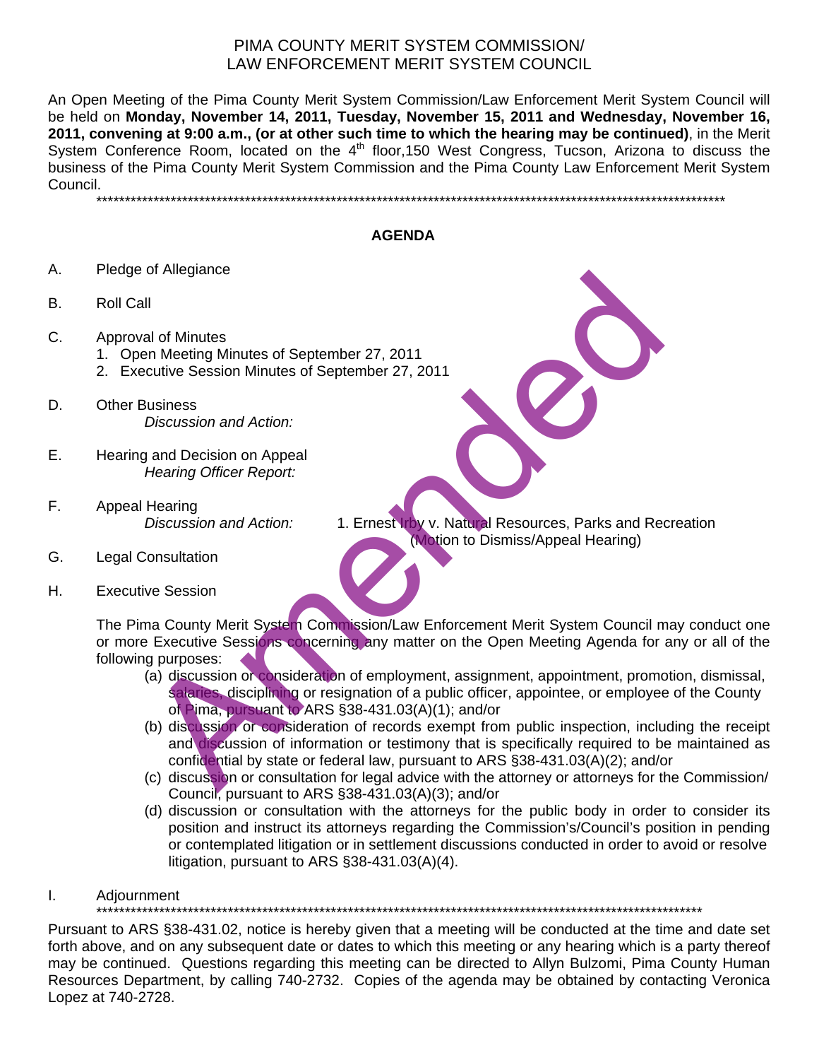PIMA COUNTY MERIT SYSTEM COMMISSION/
LAW ENFORCEMENT MERIT SYSTEM COUNCIL

An Open Meeting of the Pima County Merit System Commission/Law Enforcement Merit System Council will be held on **Monday, November 14, 2011, Tuesday, November 15, 2011 and Wednesday, November 16, 2011, convening at 9:00 a.m., (or at other such time to which the hearing may be continued)**, in the Merit System Conference Room, located on the 4th floor,150 West Congress, Tucson, Arizona to discuss the business of the Pima County Merit System Commission and the Pima County Law Enforcement Merit System Council.

\*\*\*\*\*\*\*\*\*\*\*\*\*\*\*\*\*\*\*\*\*\*\*\*\*\*\*\*\*\*\*\*\*\*\*\*\*\*\*\*\*\*\*\*\*\*\*\*\*\*\*\*\*\*\*\*\*\*\*\*\*\*\*\*\*\*\*\*\*\*\*\*\*\*\*\*\*\*\*\*\*\*\*\*\*\*\*\*\*\*\*\*\*\*\*\*\*\*\*\*\*\*\*\*

**AGENDA**

Amended

A. Pledge of Allegiance

B. Roll Call

C. Approval of Minutes
   1. Open Meeting Minutes of September 27, 2011
   2. Executive Session Minutes of September 27, 2011

D. Other Business
   *Discussion and Action:*

E. Hearing and Decision on Appeal
   *Hearing Officer Report:*

F. Appeal Hearing
   *Discussion and Action:* 1. Ernest Irby v. Natural Resources, Parks and Recreation (Motion to Dismiss/Appeal Hearing)

G. Legal Consultation

H. Executive Session

   The Pima County Merit System Commission/Law Enforcement Merit System Council may conduct one or more Executive Sessions concerning any matter on the Open Meeting Agenda for any or all of the following purposes:

   (a) discussion or consideration of employment, assignment, appointment, promotion, dismissal, salaries, disciplining or resignation of a public officer, appointee, or employee of the County of Pima, pursuant to ARS §38-431.03(A)(1); and/or
   (b) discussion or consideration of records exempt from public inspection, including the receipt and discussion of information or testimony that is specifically required to be maintained as confidential by state or federal law, pursuant to ARS §38-431.03(A)(2); and/or
   (c) discussion or consultation for legal advice with the attorney or attorneys for the Commission/ Council, pursuant to ARS §38-431.03(A)(3); and/or
   (d) discussion or consultation with the attorneys for the public body in order to consider its position and instruct its attorneys regarding the Commission's/Council's position in pending or contemplated litigation or in settlement discussions conducted in order to avoid or resolve litigation, pursuant to ARS §38-431.03(A)(4).

I. Adjournment

\*\*\*\*\*\*\*\*\*\*\*\*\*\*\*\*\*\*\*\*\*\*\*\*\*\*\*\*\*\*\*\*\*\*\*\*\*\*\*\*\*\*\*\*\*\*\*\*\*\*\*\*\*\*\*\*\*\*\*\*\*\*\*\*\*\*\*\*\*\*\*\*\*\*\*\*\*\*\*\*\*\*\*\*\*\*\*\*\*\*\*\*\*\*\*\*\*\*\*\*\*\*\*\*

Pursuant to ARS §38-431.02, notice is hereby given that a meeting will be conducted at the time and date set forth above, and on any subsequent date or dates to which this meeting or any hearing which is a party thereof may be continued. Questions regarding this meeting can be directed to Allyn Bulzomi, Pima County Human Resources Department, by calling 740-2732. Copies of the agenda may be obtained by contacting Veronica Lopez at 740-2728.